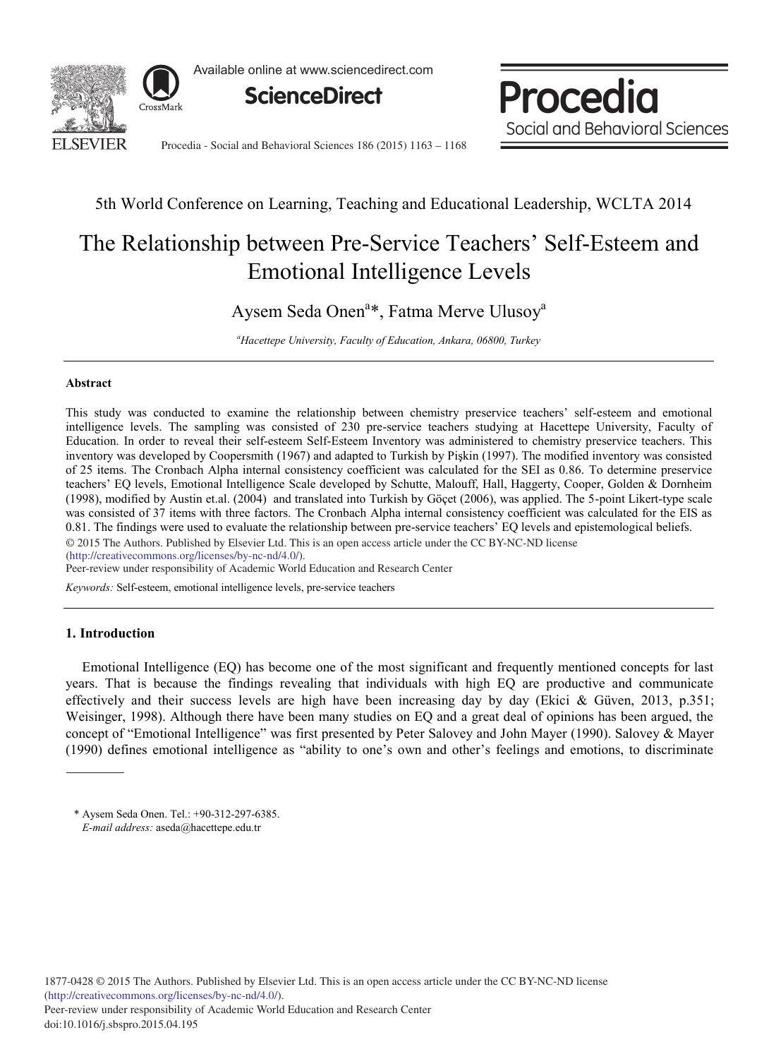5th World Conference on Learning, Teaching and Educational Leadership, WCLTA 2014

# The Relationship between Pre-Service Teachers' Self-Esteem and Emotional Intelligence Levels

Aysem Seda Onen[a]*, Fatma Merve Ulusoy[a]

[a]*Hacettepe University, Faculty of Education, Ankara, 06800, Turkey*

## Abstract

This study was conducted to examine the relationship between chemistry preservice teachers' self-esteem and emotional intelligence levels. The sampling was consisted of 230 pre-service teachers studying at Hacettepe University, Faculty of Education. In order to reveal their self-esteem Self-Esteem Inventory was administered to chemistry preservice teachers. This inventory was developed by Coopersmith (1967) and adapted to Turkish by Pişkin (1997). The modified inventory was consisted of 25 items. The Cronbach Alpha internal consistency coefficient was calculated for the SEI as 0.86. To determine preservice teachers' EQ levels, Emotional Intelligence Scale developed by Schutte, Malouff, Hall, Haggerty, Cooper, Golden & Dornheim (1998), modified by Austin et.al. (2004) and translated into Turkish by Göçet (2006), was applied. The 5-point Likert-type scale was consisted of 37 items with three factors. The Cronbach Alpha internal consistency coefficient was calculated for the EIS as 0.81. The findings were used to evaluate the relationship between pre-service teachers' EQ levels and epistemological beliefs.

© 2015 The Authors. Published by Elsevier Ltd. This is an open access article under the CC BY-NC-ND license (http://creativecommons.org/licenses/by-nc-nd/4.0/).

Peer-review under responsibility of Academic World Education and Research Center

*Keywords:* Self-esteem, emotional intelligence levels, pre-service teachers

## 1. Introduction

Emotional Intelligence (EQ) has become one of the most significant and frequently mentioned concepts for last years. That is because the findings revealing that individuals with high EQ are productive and communicate effectively and their success levels are high have been increasing day by day (Ekici & Güven, 2013, p.351; Weisinger, 1998). Although there have been many studies on EQ and a great deal of opinions has been argued, the concept of "Emotional Intelligence" was first presented by Peter Salovey and John Mayer (1990). Salovey & Mayer (1990) defines emotional intelligence as "ability to one's own and other's feelings and emotions, to discriminate

---

\* Aysem Seda Onen. Tel.: +90-312-297-6385.
*E-mail address:* aseda@hacettepe.edu.tr

1877-0428 © 2015 The Authors. Published by Elsevier Ltd. This is an open access article under the CC BY-NC-ND license (http://creativecommons.org/licenses/by-nc-nd/4.0/).
Peer-review under responsibility of Academic World Education and Research Center
doi:10.1016/j.sbspro.2015.04.195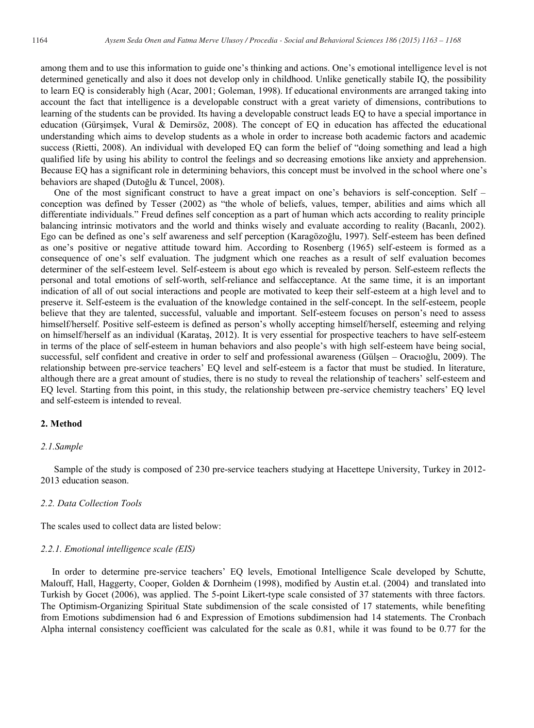among them and to use this information to guide one's thinking and actions. One's emotional intelligence level is not determined genetically and also it does not develop only in childhood. Unlike genetically stabile IQ, the possibility to learn EQ is considerably high (Acar, 2001; Goleman, 1998). If educational environments are arranged taking into account the fact that intelligence is a developable construct with a great variety of dimensions, contributions to learning of the students can be provided. Its having a developable construct leads EQ to have a special importance in education (Gürşimşek, Vural & Demirsöz, 2008). The concept of EQ in education has affected the educational understanding which aims to develop students as a whole in order to increase both academic factors and academic success (Rietti, 2008). An individual with developed EQ can form the belief of "doing something and lead a high qualified life by using his ability to control the feelings and so decreasing emotions like anxiety and apprehension. Because EQ has a significant role in determining behaviors, this concept must be involved in the school where one's behaviors are shaped (Dutoğlu & Tuncel, 2008).

One of the most significant construct to have a great impact on one's behaviors is self-conception. Self – conception was defined by Tesser (2002) as "the whole of beliefs, values, temper, abilities and aims which all differentiate individuals." Freud defines self conception as a part of human which acts according to reality principle balancing intrinsic motivators and the world and thinks wisely and evaluate according to reality (Bacanlı, 2002). Ego can be defined as one's self awareness and self perception (Karagözoğlu, 1997). Self-esteem has been defined as one's positive or negative attitude toward him. According to Rosenberg (1965) self-esteem is formed as a consequence of one's self evaluation. The judgment which one reaches as a result of self evaluation becomes determiner of the self-esteem level. Self-esteem is about ego which is revealed by person. Self-esteem reflects the personal and total emotions of self-worth, self-reliance and selfacceptance. At the same time, it is an important indication of all of out social interactions and people are motivated to keep their self-esteem at a high level and to preserve it. Self-esteem is the evaluation of the knowledge contained in the self-concept. In the self-esteem, people believe that they are talented, successful, valuable and important. Self-esteem focuses on person's need to assess himself/herself. Positive self-esteem is defined as person's wholly accepting himself/herself, esteeming and relying on himself/herself as an individual (Karataş, 2012). It is very essential for prospective teachers to have self-esteem in terms of the place of self-esteem in human behaviors and also people's with high self-esteem have being social, successful, self confident and creative in order to self and professional awareness (Gülşen – Oracıoğlu, 2009). The relationship between pre-service teachers' EQ level and self-esteem is a factor that must be studied. In literature, although there are a great amount of studies, there is no study to reveal the relationship of teachers' self-esteem and EQ level. Starting from this point, in this study, the relationship between pre-service chemistry teachers' EQ level and self-esteem is intended to reveal.

## 2. Method

### *2.1.Sample*

Sample of the study is composed of 230 pre-service teachers studying at Hacettepe University, Turkey in 2012-2013 education season.

### *2.2. Data Collection Tools*

The scales used to collect data are listed below:

#### *2.2.1. Emotional intelligence scale (EIS)*

In order to determine pre-service teachers' EQ levels, Emotional Intelligence Scale developed by Schutte, Malouff, Hall, Haggerty, Cooper, Golden & Dornheim (1998), modified by Austin et.al. (2004) and translated into Turkish by Gocet (2006), was applied. The 5-point Likert-type scale consisted of 37 statements with three factors. The Optimism-Organizing Spiritual State subdimension of the scale consisted of 17 statements, while benefiting from Emotions subdimension had 6 and Expression of Emotions subdimension had 14 statements. The Cronbach Alpha internal consistency coefficient was calculated for the scale as 0.81, while it was found to be 0.77 for the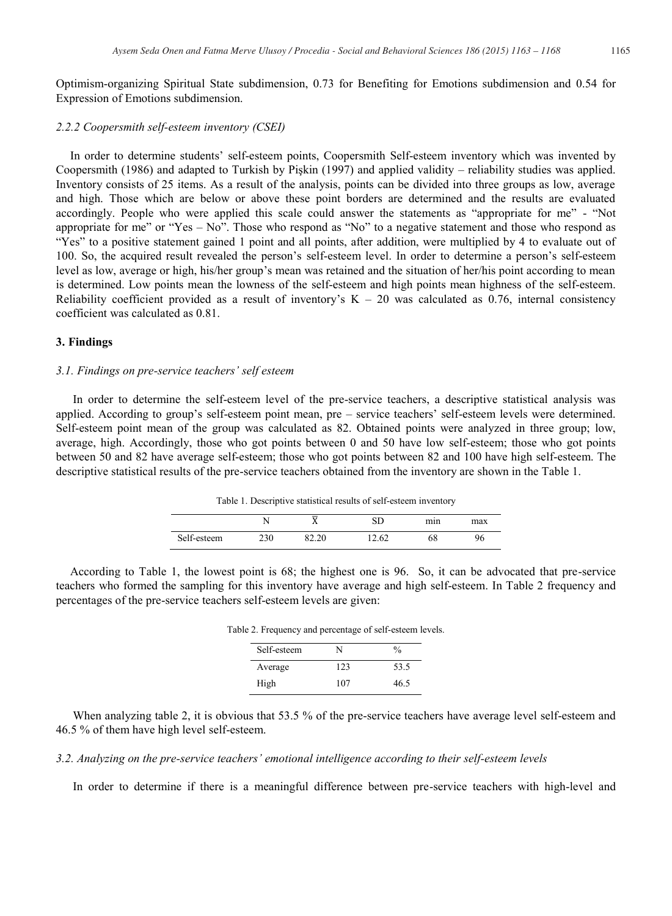Optimism-organizing Spiritual State subdimension, 0.73 for Benefiting for Emotions subdimension and 0.54 for Expression of Emotions subdimension.

### *2.2.2 Coopersmith self-esteem inventory (CSEI)*

In order to determine students' self-esteem points, Coopersmith Self-esteem inventory which was invented by Coopersmith (1986) and adapted to Turkish by Pişkin (1997) and applied validity – reliability studies was applied. Inventory consists of 25 items. As a result of the analysis, points can be divided into three groups as low, average and high. Those which are below or above these point borders are determined and the results are evaluated accordingly. People who were applied this scale could answer the statements as "appropriate for me" - "Not appropriate for me" or "Yes – No". Those who respond as "No" to a negative statement and those who respond as "Yes" to a positive statement gained 1 point and all points, after addition, were multiplied by 4 to evaluate out of 100. So, the acquired result revealed the person's self-esteem level. In order to determine a person's self-esteem level as low, average or high, his/her group's mean was retained and the situation of her/his point according to mean is determined. Low points mean the lowness of the self-esteem and high points mean highness of the self-esteem. Reliability coefficient provided as a result of inventory's K – 20 was calculated as 0.76, internal consistency coefficient was calculated as 0.81.

## 3. Findings

### *3.1. Findings on pre-service teachers' self esteem*

In order to determine the self-esteem level of the pre-service teachers, a descriptive statistical analysis was applied. According to group's self-esteem point mean, pre – service teachers' self-esteem levels were determined. Self-esteem point mean of the group was calculated as 82. Obtained points were analyzed in three group; low, average, high. Accordingly, those who got points between 0 and 50 have low self-esteem; those who got points between 50 and 82 have average self-esteem; those who got points between 82 and 100 have high self-esteem. The descriptive statistical results of the pre-service teachers obtained from the inventory are shown in the Table 1.

Table 1. Descriptive statistical results of self-esteem inventory

| | N | $\bar{X}$ | SD | min | max |
|---|---|---|---|---|---|
| Self-esteem | 230 | 82.20 | 12.62 | 68 | 96 |

According to Table 1, the lowest point is 68; the highest one is 96. So, it can be advocated that pre-service teachers who formed the sampling for this inventory have average and high self-esteem. In Table 2 frequency and percentages of the pre-service teachers self-esteem levels are given:

Table 2. Frequency and percentage of self-esteem levels.

| Self-esteem | N | % |
|---|---|---|
| Average | 123 | 53.5 |
| High | 107 | 46.5 |

When analyzing table 2, it is obvious that 53.5 % of the pre-service teachers have average level self-esteem and 46.5 % of them have high level self-esteem.

### *3.2. Analyzing on the pre-service teachers' emotional intelligence according to their self-esteem levels*

In order to determine if there is a meaningful difference between pre-service teachers with high-level and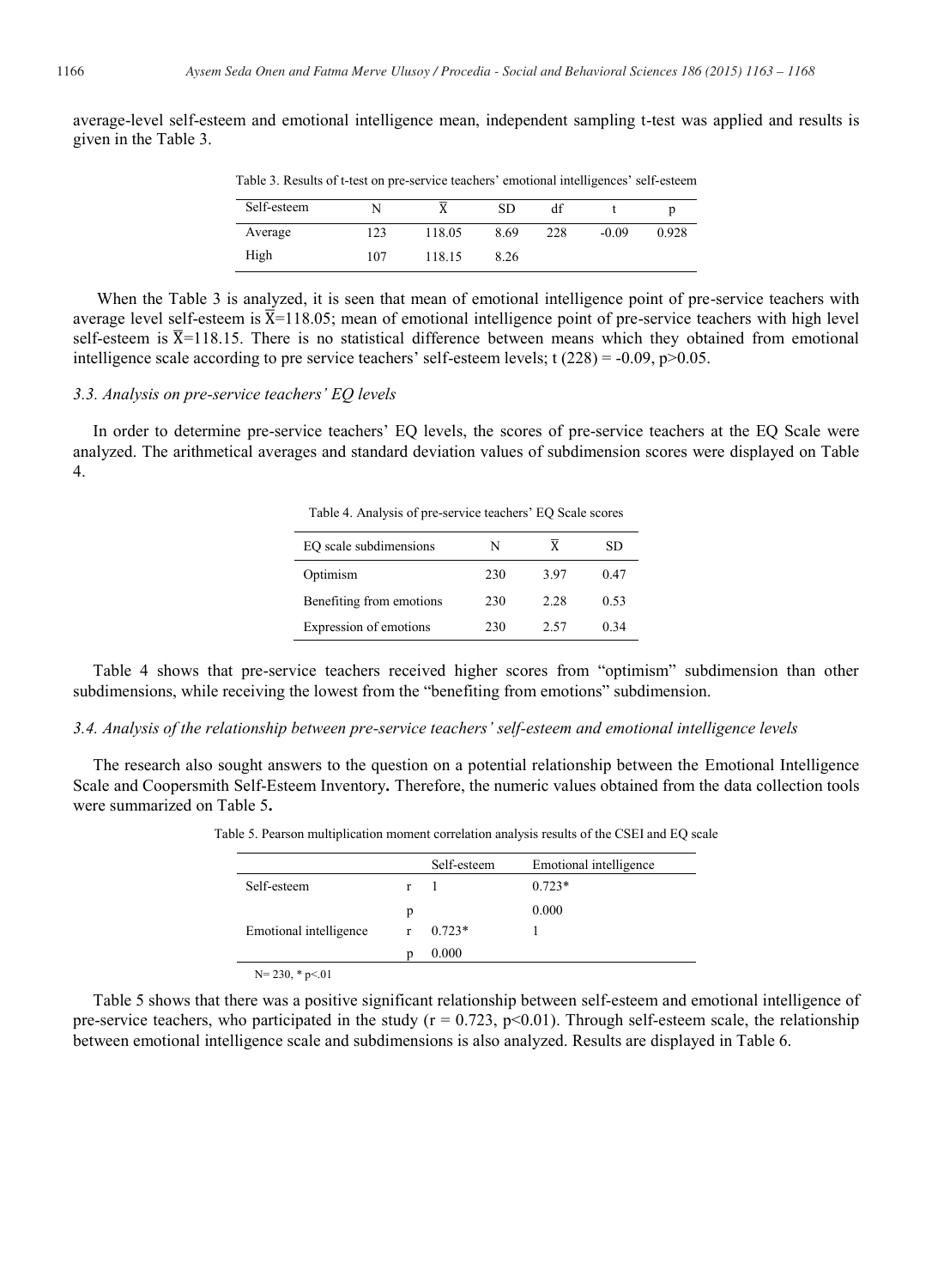average-level self-esteem and emotional intelligence mean, independent sampling t-test was applied and results is given in the Table 3.

Table 3. Results of t-test on pre-service teachers' emotional intelligences' self-esteem

| Self-esteem | N | $\overline{X}$ | SD | df | t | p |
|---|---|---|---|---|---|---|
| Average | 123 | 118.05 | 8.69 | 228 | -0.09 | 0.928 |
| High | 107 | 118.15 | 8.26 | | | |

When the Table 3 is analyzed, it is seen that mean of emotional intelligence point of pre-service teachers with average level self-esteem is $\overline{X}$=118.05; mean of emotional intelligence point of pre-service teachers with high level self-esteem is $\overline{X}$=118.15. There is no statistical difference between means which they obtained from emotional intelligence scale according to pre service teachers' self-esteem levels; $t(228) = -0.09$, $p>0.05$.

### *3.3. Analysis on pre-service teachers' EQ levels*

In order to determine pre-service teachers' EQ levels, the scores of pre-service teachers at the EQ Scale were analyzed. The arithmetical averages and standard deviation values of subdimension scores were displayed on Table 4.

Table 4. Analysis of pre-service teachers' EQ Scale scores

| EQ scale subdimensions | N | $\overline{X}$ | SD |
|---|---|---|---|
| Optimism | 230 | 3.97 | 0.47 |
| Benefiting from emotions | 230 | 2.28 | 0.53 |
| Expression of emotions | 230 | 2.57 | 0.34 |

Table 4 shows that pre-service teachers received higher scores from "optimism" subdimension than other subdimensions, while receiving the lowest from the "benefiting from emotions" subdimension.

### *3.4. Analysis of the relationship between pre-service teachers' self-esteem and emotional intelligence levels*

The research also sought answers to the question on a potential relationship between the Emotional Intelligence Scale and Coopersmith Self-Esteem Inventory**.** Therefore, the numeric values obtained from the data collection tools were summarized on Table 5**.**

Table 5. Pearson multiplication moment correlation analysis results of the CSEI and EQ scale

| | | Self-esteem | Emotional intelligence |
|---|---|---|---|
| Self-esteem | r | 1 | 0.723* |
| | p | | 0.000 |
| Emotional intelligence | r | 0.723* | 1 |
| | p | 0.000 | |

N= 230, * p<.01

Table 5 shows that there was a positive significant relationship between self-esteem and emotional intelligence of pre-service teachers, who participated in the study ($r = 0.723$, $p<0.01$). Through self-esteem scale, the relationship between emotional intelligence scale and subdimensions is also analyzed. Results are displayed in Table 6.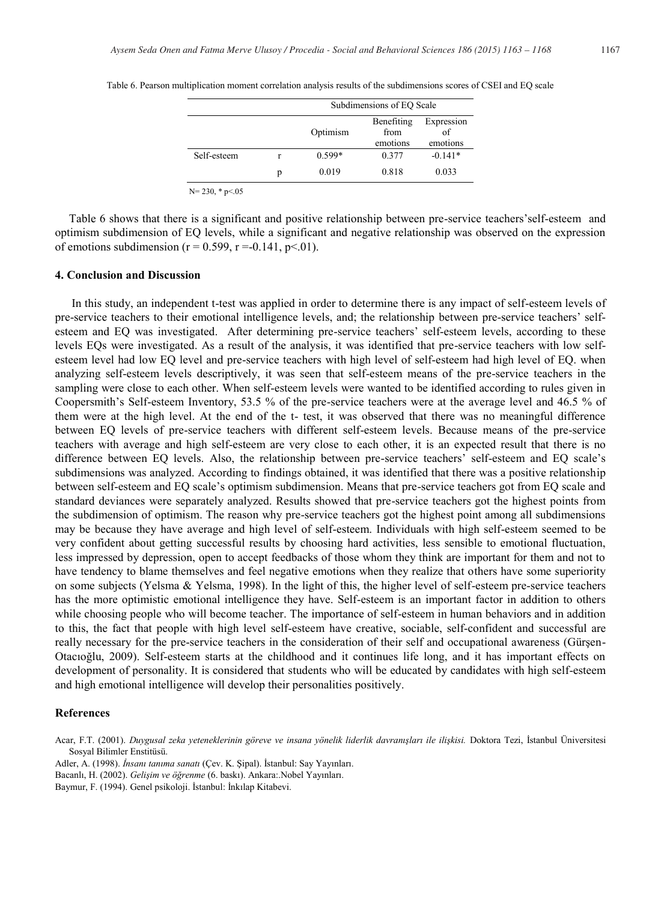Table 6. Pearson multiplication moment correlation analysis results of the subdimensions scores of CSEI and EQ scale

| | | Subdimensions of EQ Scale | | |
|---|---|---|---|---|
| | | Optimism | Benefiting from emotions | Expression of emotions |
| Self-esteem | r | 0.599* | 0.377 | -0.141* |
| | p | 0.019 | 0.818 | 0.033 |

N= 230, * p<.05

Table 6 shows that there is a significant and positive relationship between pre-service teachers'self-esteem and optimism subdimension of EQ levels, while a significant and negative relationship was observed on the expression of emotions subdimension (r = 0.599, r =-0.141, p<.01).

## 4. Conclusion and Discussion

In this study, an independent t-test was applied in order to determine there is any impact of self-esteem levels of pre-service teachers to their emotional intelligence levels, and; the relationship between pre-service teachers' self-esteem and EQ was investigated. After determining pre-service teachers' self-esteem levels, according to these levels EQs were investigated. As a result of the analysis, it was identified that pre-service teachers with low self-esteem level had low EQ level and pre-service teachers with high level of self-esteem had high level of EQ. when analyzing self-esteem levels descriptively, it was seen that self-esteem means of the pre-service teachers in the sampling were close to each other. When self-esteem levels were wanted to be identified according to rules given in Coopersmith's Self-esteem Inventory, 53.5 % of the pre-service teachers were at the average level and 46.5 % of them were at the high level. At the end of the t- test, it was observed that there was no meaningful difference between EQ levels of pre-service teachers with different self-esteem levels. Because means of the pre-service teachers with average and high self-esteem are very close to each other, it is an expected result that there is no difference between EQ levels. Also, the relationship between pre-service teachers' self-esteem and EQ scale's subdimensions was analyzed. According to findings obtained, it was identified that there was a positive relationship between self-esteem and EQ scale's optimism subdimension. Means that pre-service teachers got from EQ scale and standard deviances were separately analyzed. Results showed that pre-service teachers got the highest points from the subdimension of optimism. The reason why pre-service teachers got the highest point among all subdimensions may be because they have average and high level of self-esteem. Individuals with high self-esteem seemed to be very confident about getting successful results by choosing hard activities, less sensible to emotional fluctuation, less impressed by depression, open to accept feedbacks of those whom they think are important for them and not to have tendency to blame themselves and feel negative emotions when they realize that others have some superiority on some subjects (Yelsma & Yelsma, 1998). In the light of this, the higher level of self-esteem pre-service teachers has the more optimistic emotional intelligence they have. Self-esteem is an important factor in addition to others while choosing people who will become teacher. The importance of self-esteem in human behaviors and in addition to this, the fact that people with high level self-esteem have creative, sociable, self-confident and successful are really necessary for the pre-service teachers in the consideration of their self and occupational awareness (Gürşen-Otacıoğlu, 2009). Self-esteem starts at the childhood and it continues life long, and it has important effects on development of personality. It is considered that students who will be educated by candidates with high self-esteem and high emotional intelligence will develop their personalities positively.

## References

Acar, F.T. (2001). *Duygusal zeka yeteneklerinin göreve ve insana yönelik liderlik davranışları ile ilişkisi.* Doktora Tezi, İstanbul Üniversitesi Sosyal Bilimler Enstitüsü.

Adler, A. (1998). *İnsanı tanıma sanatı* (Çev. K. Şipal). İstanbul: Say Yayınları.

Bacanlı, H. (2002). *Gelişim ve öğrenme* (6. baskı). Ankara:.Nobel Yayınları.

Baymur, F. (1994). Genel psikoloji. İstanbul: İnkılap Kitabevi.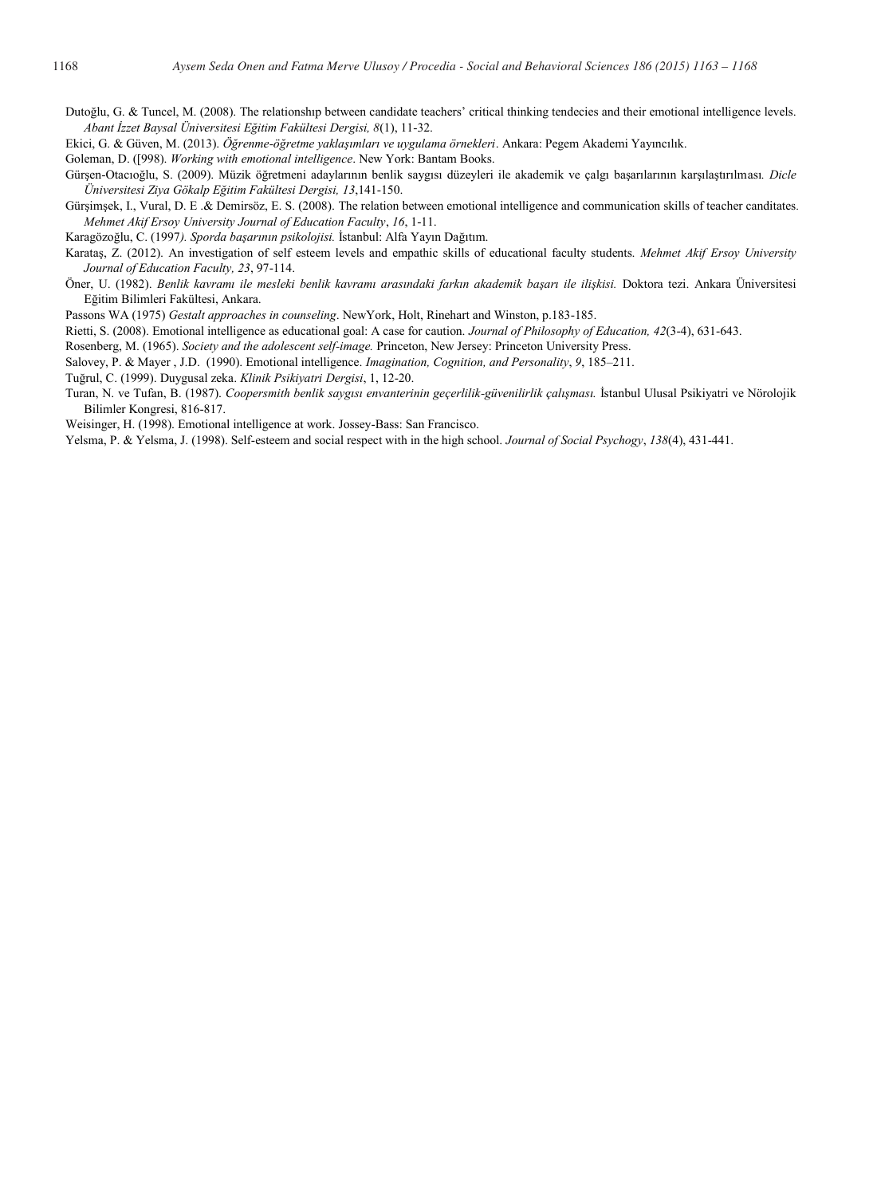Dutoğlu, G. & Tuncel, M. (2008). The relationshıp between candidate teachers' critical thinking tendecies and their emotional intelligence levels. *Abant İzzet Baysal Üniversitesi Eğitim Fakültesi Dergisi, 8*(1), 11-32.

Ekici, G. & Güven, M. (2013). *Öğrenme-öğretme yaklaşımları ve uygulama örnekleri*. Ankara: Pegem Akademi Yayıncılık.

Goleman, D. ([998). *Working with emotional intelligence*. New York: Bantam Books.

Gürşen-Otacıoğlu, S. (2009). Müzik öğretmeni adaylarının benlik saygısı düzeyleri ile akademik ve çalgı başarılarının karşılaştırılması. *Dicle Üniversitesi Ziya Gökalp Eğitim Fakültesi Dergisi, 13*,141-150.

Gürşimşek, I., Vural, D. E .& Demirsöz, E. S. (2008). The relation between emotional intelligence and communication skills of teacher canditates. *Mehmet Akif Ersoy University Journal of Education Faculty*, *16*, 1-11.

Karagözoğlu, C. (1997*). Sporda başarının psikolojisi.* İstanbul: Alfa Yayın Dağıtım.

Karataş, Z. (2012). An investigation of self esteem levels and empathic skills of educational faculty students. *Mehmet Akif Ersoy University Journal of Education Faculty, 23*, 97-114.

Öner, U. (1982). *Benlik kavramı ile mesleki benlik kavramı arasındaki farkın akademik başarı ile ilişkisi.* Doktora tezi. Ankara Üniversitesi Eğitim Bilimleri Fakültesi, Ankara.

Passons WA (1975) *Gestalt approaches in counseling*. NewYork, Holt, Rinehart and Winston, p.183-185.

Rietti, S. (2008). Emotional intelligence as educational goal: A case for caution. *Journal of Philosophy of Education, 42*(3-4), 631-643.

Rosenberg, M. (1965). *Society and the adolescent self-image.* Princeton, New Jersey: Princeton University Press.

Salovey, P. & Mayer , J.D. (1990). Emotional intelligence. *Imagination, Cognition, and Personality*, *9*, 185–211.

Tuğrul, C. (1999). Duygusal zeka. *Klinik Psikiyatri Dergisi*, 1, 12-20.

Turan, N. ve Tufan, B. (1987). *Coopersmith benlik saygısı envanterinin geçerlilik-güvenilirlik çalışması.* İstanbul Ulusal Psikiyatri ve Nörolojik Bilimler Kongresi, 816-817.

Weisinger, H. (1998). Emotional intelligence at work. Jossey-Bass: San Francisco.

Yelsma, P. & Yelsma, J. (1998). Self-esteem and social respect with in the high school. *Journal of Social Psychogy*, *138*(4), 431-441.